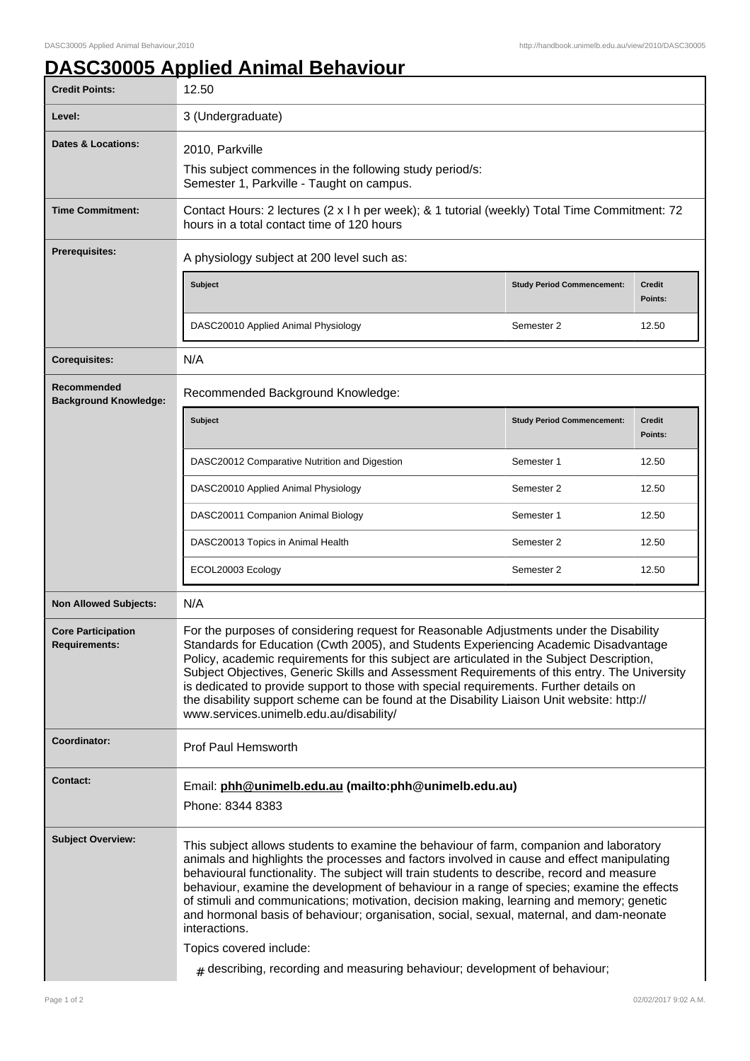# DASC30005 Applied Animal Behaviour

| | |
|---|---|
| **Credit Points:** | 12.50 |
| **Level:** | 3 (Undergraduate) |
| **Dates & Locations:** | 2010, Parkville<br>This subject commences in the following study period/s:<br>Semester 1, Parkville - Taught on campus. |
| **Time Commitment:** | Contact Hours: 2 lectures (2 x I h per week); & 1 tutorial (weekly) Total Time Commitment: 72 hours in a total contact time of 120 hours |
| **Prerequisites:** | A physiology subject at 200 level such as:<br>**Subject** / **Study Period Commencement:** / **Credit Points:**<br>DASC20010 Applied Animal Physiology / Semester 2 / 12.50 |
| **Corequisites:** | N/A |
| **Recommended Background Knowledge:** | Recommended Background Knowledge:<br>**Subject** / **Study Period Commencement:** / **Credit Points:**<br>DASC20012 Comparative Nutrition and Digestion / Semester 1 / 12.50<br>DASC20010 Applied Animal Physiology / Semester 2 / 12.50<br>DASC20011 Companion Animal Biology / Semester 1 / 12.50<br>DASC20013 Topics in Animal Health / Semester 2 / 12.50<br>ECOL20003 Ecology / Semester 2 / 12.50 |
| **Non Allowed Subjects:** | N/A |
| **Core Participation Requirements:** | For the purposes of considering request for Reasonable Adjustments under the Disability Standards for Education (Cwth 2005), and Students Experiencing Academic Disadvantage Policy, academic requirements for this subject are articulated in the Subject Description, Subject Objectives, Generic Skills and Assessment Requirements of this entry. The University is dedicated to provide support to those with special requirements. Further details on the disability support scheme can be found at the Disability Liaison Unit website: http://www.services.unimelb.edu.au/disability/ |
| **Coordinator:** | Prof Paul Hemsworth |
| **Contact:** | Email: **phh@unimelb.edu.au (mailto:phh@unimelb.edu.au)**<br>Phone: 8344 8383 |
| **Subject Overview:** | This subject allows students to examine the behaviour of farm, companion and laboratory animals and highlights the processes and factors involved in cause and effect manipulating behavioural functionality. The subject will train students to describe, record and measure behaviour, examine the development of behaviour in a range of species; examine the effects of stimuli and communications; motivation, decision making, learning and memory; genetic and hormonal basis of behaviour; organisation, social, sexual, maternal, and dam-neonate interactions.<br>Topics covered include:<br># describing, recording and measuring behaviour; development of behaviour; |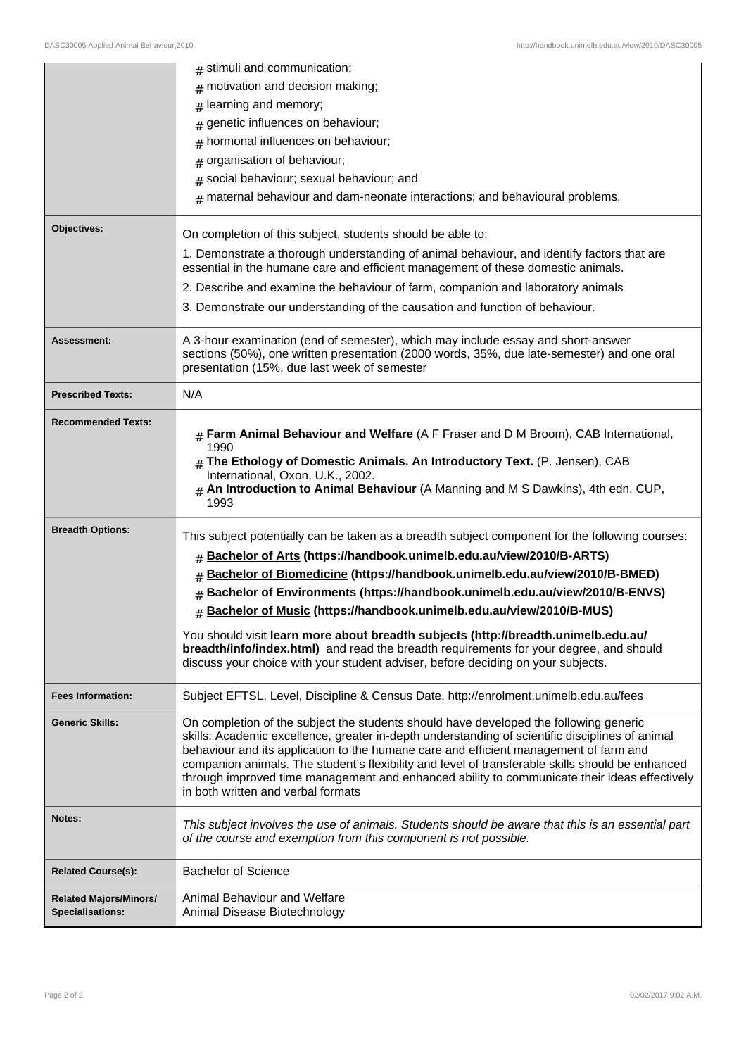| | |
|---|---|
| | # stimuli and communication;<br># motivation and decision making;<br># learning and memory;<br># genetic influences on behaviour;<br># hormonal influences on behaviour;<br># organisation of behaviour;<br># social behaviour; sexual behaviour; and<br># maternal behaviour and dam-neonate interactions; and behavioural problems. |
| **Objectives:** | On completion of this subject, students should be able to:<br>1. Demonstrate a thorough understanding of animal behaviour, and identify factors that are essential in the humane care and efficient management of these domestic animals.<br>2. Describe and examine the behaviour of farm, companion and laboratory animals<br>3. Demonstrate our understanding of the causation and function of behaviour. |
| **Assessment:** | A 3-hour examination (end of semester), which may include essay and short-answer sections (50%), one written presentation (2000 words, 35%, due late-semester) and one oral presentation (15%, due last week of semester |
| **Prescribed Texts:** | N/A |
| **Recommended Texts:** | # **Farm Animal Behaviour and Welfare** (A F Fraser and D M Broom), CAB International, 1990<br># **The Ethology of Domestic Animals. An Introductory Text.** (P. Jensen), CAB International, Oxon, U.K., 2002.<br># **An Introduction to Animal Behaviour** (A Manning and M S Dawkins), 4th edn, CUP, 1993 |
| **Breadth Options:** | This subject potentially can be taken as a breadth subject component for the following courses:<br># **Bachelor of Arts (https://handbook.unimelb.edu.au/view/2010/B-ARTS)**<br># **Bachelor of Biomedicine (https://handbook.unimelb.edu.au/view/2010/B-BMED)**<br># **Bachelor of Environments (https://handbook.unimelb.edu.au/view/2010/B-ENVS)**<br># **Bachelor of Music (https://handbook.unimelb.edu.au/view/2010/B-MUS)**<br>You should visit **learn more about breadth subjects (http://breadth.unimelb.edu.au/breadth/info/index.html)** and read the breadth requirements for your degree, and should discuss your choice with your student adviser, before deciding on your subjects. |
| **Fees Information:** | Subject EFTSL, Level, Discipline & Census Date, http://enrolment.unimelb.edu.au/fees |
| **Generic Skills:** | On completion of the subject the students should have developed the following generic skills: Academic excellence, greater in-depth understanding of scientific disciplines of animal behaviour and its application to the humane care and efficient management of farm and companion animals. The student's flexibility and level of transferable skills should be enhanced through improved time management and enhanced ability to communicate their ideas effectively in both written and verbal formats |
| **Notes:** | *This subject involves the use of animals. Students should be aware that this is an essential part of the course and exemption from this component is not possible.* |
| **Related Course(s):** | Bachelor of Science |
| **Related Majors/Minors/ Specialisations:** | Animal Behaviour and Welfare<br>Animal Disease Biotechnology |